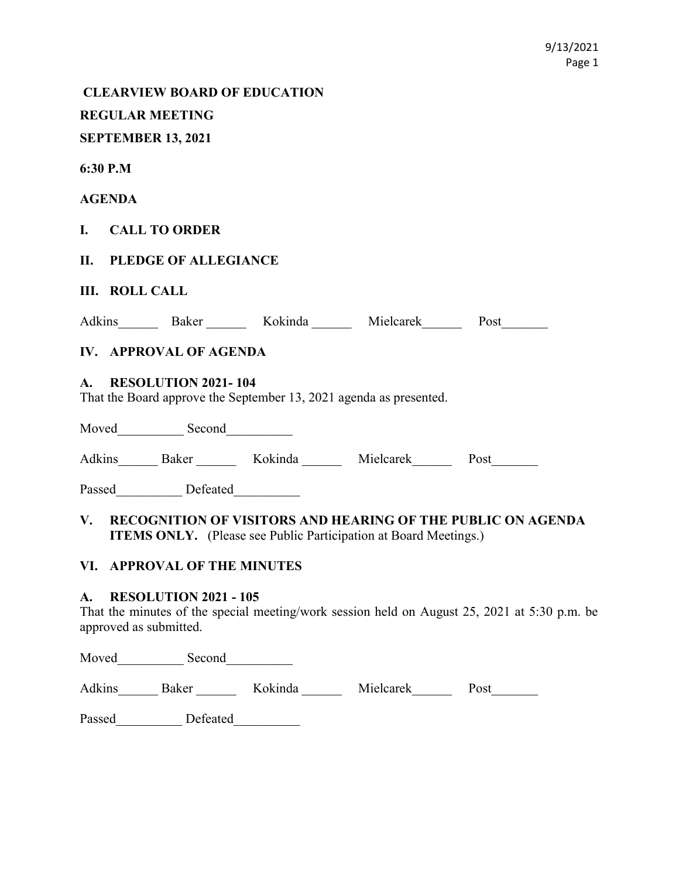**CLEARVIEW BOARD OF EDUCATION**

**REGULAR MEETING**

**SEPTEMBER 13, 2021**

**6:30 P.M**

**AGENDA**

**I. CALL TO ORDER**

**II. PLEDGE OF ALLEGIANCE**

**III. ROLL CALL**

Adkins\_\_\_\_\_\_ Baker \_\_\_\_\_\_ Kokinda \_\_\_\_\_\_ Mielcarek\_\_\_\_\_\_ Post\_\_\_\_\_\_\_

**IV. APPROVAL OF AGENDA**

**A. RESOLUTION 2021- 104**

That the Board approve the September 13, 2021 agenda as presented.

Moved\_\_\_\_\_\_\_\_\_\_ Second\_\_\_\_\_\_\_\_\_\_

Adkins\_\_\_\_\_\_ Baker \_\_\_\_\_\_ Kokinda \_\_\_\_\_\_ Mielcarek\_\_\_\_\_\_ Post\_\_\_\_\_\_\_

Passed\_\_\_\_\_\_\_\_\_\_ Defeated\_\_\_\_\_\_\_\_\_\_

**V. RECOGNITION OF VISITORS AND HEARING OF THE PUBLIC ON AGENDA ITEMS ONLY.** (Please see Public Participation at Board Meetings.)

**VI. APPROVAL OF THE MINUTES**

**A. RESOLUTION 2021 - 105**

That the minutes of the special meeting/work session held on August 25, 2021 at 5:30 p.m. be approved as submitted.

Moved\_\_\_\_\_\_\_\_\_\_ Second\_\_\_\_\_\_\_\_\_\_

Adkins\_\_\_\_\_\_ Baker \_\_\_\_\_\_ Kokinda \_\_\_\_\_\_ Mielcarek\_\_\_\_\_\_ Post\_\_\_\_\_\_\_

Passed\_\_\_\_\_\_\_\_\_\_ Defeated\_\_\_\_\_\_\_\_\_\_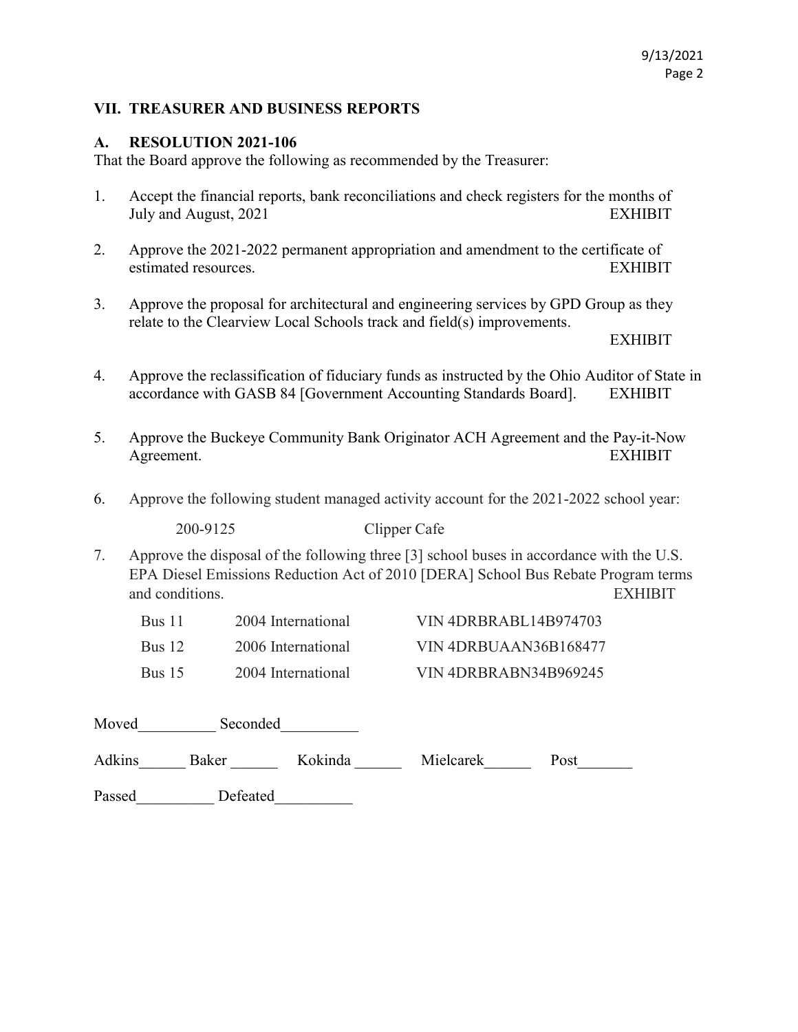## VII. TREASURER AND BUSINESS REPORTS

### A. RESOLUTION 2021-106

That the Board approve the following as recommended by the Treasurer:

1. Accept the financial reports, bank reconciliations and check registers for the months of July and August, 2021 EXHIBIT

2. Approve the 2021-2022 permanent appropriation and amendment to the certificate of estimated resources. EXHIBIT

3. Approve the proposal for architectural and engineering services by GPD Group as they relate to the Clearview Local Schools track and field(s) improvements. EXHIBIT

4. Approve the reclassification of fiduciary funds as instructed by the Ohio Auditor of State in accordance with GASB 84 [Government Accounting Standards Board]. EXHIBIT

5. Approve the Buckeye Community Bank Originator ACH Agreement and the Pay-it-Now Agreement. EXHIBIT

6. Approve the following student managed activity account for the 2021-2022 school year:

   200-9125 Clipper Cafe

7. Approve the disposal of the following three [3] school buses in accordance with the U.S. EPA Diesel Emissions Reduction Act of 2010 [DERA] School Bus Rebate Program terms and conditions. EXHIBIT

| | | |
|---|---|---|
| Bus 11 | 2004 International | VIN 4DRBRABL14B974703 |
| Bus 12 | 2006 International | VIN 4DRBUAAN36B168477 |
| Bus 15 | 2004 International | VIN 4DRBRABN34B969245 |

Moved__________ Seconded__________

Adkins______ Baker ______ Kokinda ______ Mielcarek______ Post_______

Passed__________ Defeated__________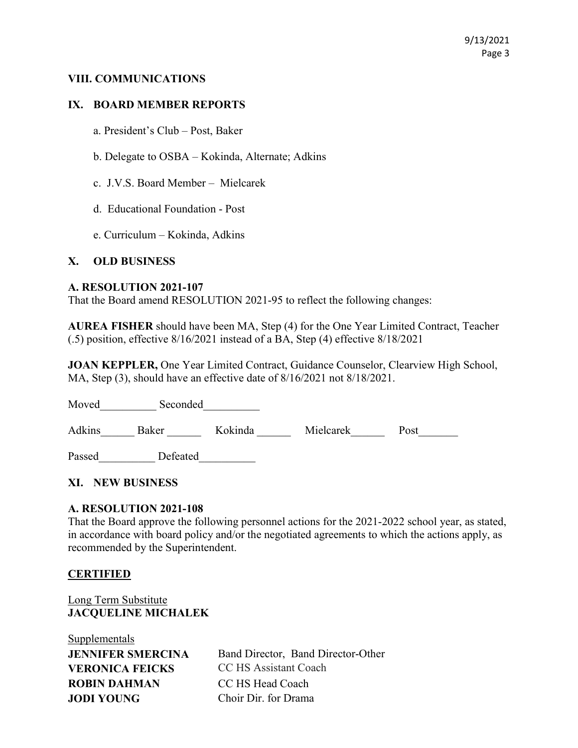## VIII. COMMUNICATIONS

## IX. BOARD MEMBER REPORTS

a. President's Club – Post, Baker

b. Delegate to OSBA – Kokinda, Alternate; Adkins

c. J.V.S. Board Member – Mielcarek

d. Educational Foundation - Post

e. Curriculum – Kokinda, Adkins

## X. OLD BUSINESS

### A. RESOLUTION 2021-107

That the Board amend RESOLUTION 2021-95 to reflect the following changes:

**AUREA FISHER** should have been MA, Step (4) for the One Year Limited Contract, Teacher (.5) position, effective 8/16/2021 instead of a BA, Step (4) effective 8/18/2021

**JOAN KEPPLER,** One Year Limited Contract, Guidance Counselor, Clearview High School, MA, Step (3), should have an effective date of 8/16/2021 not 8/18/2021.

Moved__________ Seconded__________

Adkins______ Baker ______ Kokinda ______ Mielcarek______ Post_______

Passed__________ Defeated__________

## XI. NEW BUSINESS

### A. RESOLUTION 2021-108

That the Board approve the following personnel actions for the 2021-2022 school year, as stated, in accordance with board policy and/or the negotiated agreements to which the actions apply, as recommended by the Superintendent.

**CERTIFIED**

Long Term Substitute
**JACQUELINE MICHALEK**

Supplementals

| | |
|---|---|
| **JENNIFER SMERCINA** | Band Director, Band Director-Other |
| **VERONICA FEICKS** | CC HS Assistant Coach |
| **ROBIN DAHMAN** | CC HS Head Coach |
| **JODI YOUNG** | Choir Dir. for Drama |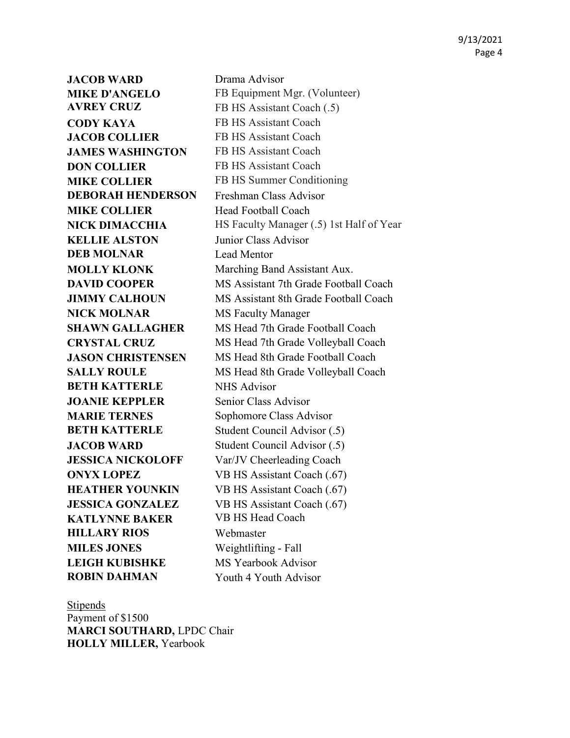| | |
|---|---|
| **JACOB WARD** | Drama Advisor |
| **MIKE D'ANGELO** | FB Equipment Mgr. (Volunteer) |
| **AVREY CRUZ** | FB HS Assistant Coach (.5) |
| **CODY KAYA** | FB HS Assistant Coach |
| **JACOB COLLIER** | FB HS Assistant Coach |
| **JAMES WASHINGTON** | FB HS Assistant Coach |
| **DON COLLIER** | FB HS Assistant Coach |
| **MIKE COLLIER** | FB HS Summer Conditioning |
| **DEBORAH HENDERSON** | Freshman Class Advisor |
| **MIKE COLLIER** | Head Football Coach |
| **NICK DIMACCHIA** | HS Faculty Manager (.5) 1st Half of Year |
| **KELLIE ALSTON** | Junior Class Advisor |
| **DEB MOLNAR** | Lead Mentor |
| **MOLLY KLONK** | Marching Band Assistant Aux. |
| **DAVID COOPER** | MS Assistant 7th Grade Football Coach |
| **JIMMY CALHOUN** | MS Assistant 8th Grade Football Coach |
| **NICK MOLNAR** | MS Faculty Manager |
| **SHAWN GALLAGHER** | MS Head 7th Grade Football Coach |
| **CRYSTAL CRUZ** | MS Head 7th Grade Volleyball Coach |
| **JASON CHRISTENSEN** | MS Head 8th Grade Football Coach |
| **SALLY ROULE** | MS Head 8th Grade Volleyball Coach |
| **BETH KATTERLE** | NHS Advisor |
| **JOANIE KEPPLER** | Senior Class Advisor |
| **MARIE TERNES** | Sophomore Class Advisor |
| **BETH KATTERLE** | Student Council Advisor (.5) |
| **JACOB WARD** | Student Council Advisor (.5) |
| **JESSICA NICKOLOFF** | Var/JV Cheerleading Coach |
| **ONYX LOPEZ** | VB HS Assistant Coach (.67) |
| **HEATHER YOUNKIN** | VB HS Assistant Coach (.67) |
| **JESSICA GONZALEZ** | VB HS Assistant Coach (.67) |
| **KATLYNNE BAKER** | VB HS Head Coach |
| **HILLARY RIOS** | Webmaster |
| **MILES JONES** | Weightlifting - Fall |
| **LEIGH KUBISHKE** | MS Yearbook Advisor |
| **ROBIN DAHMAN** | Youth 4 Youth Advisor |

<u>Stipends</u>
Payment of $1500
**MARCI SOUTHARD,** LPDC Chair
**HOLLY MILLER,** Yearbook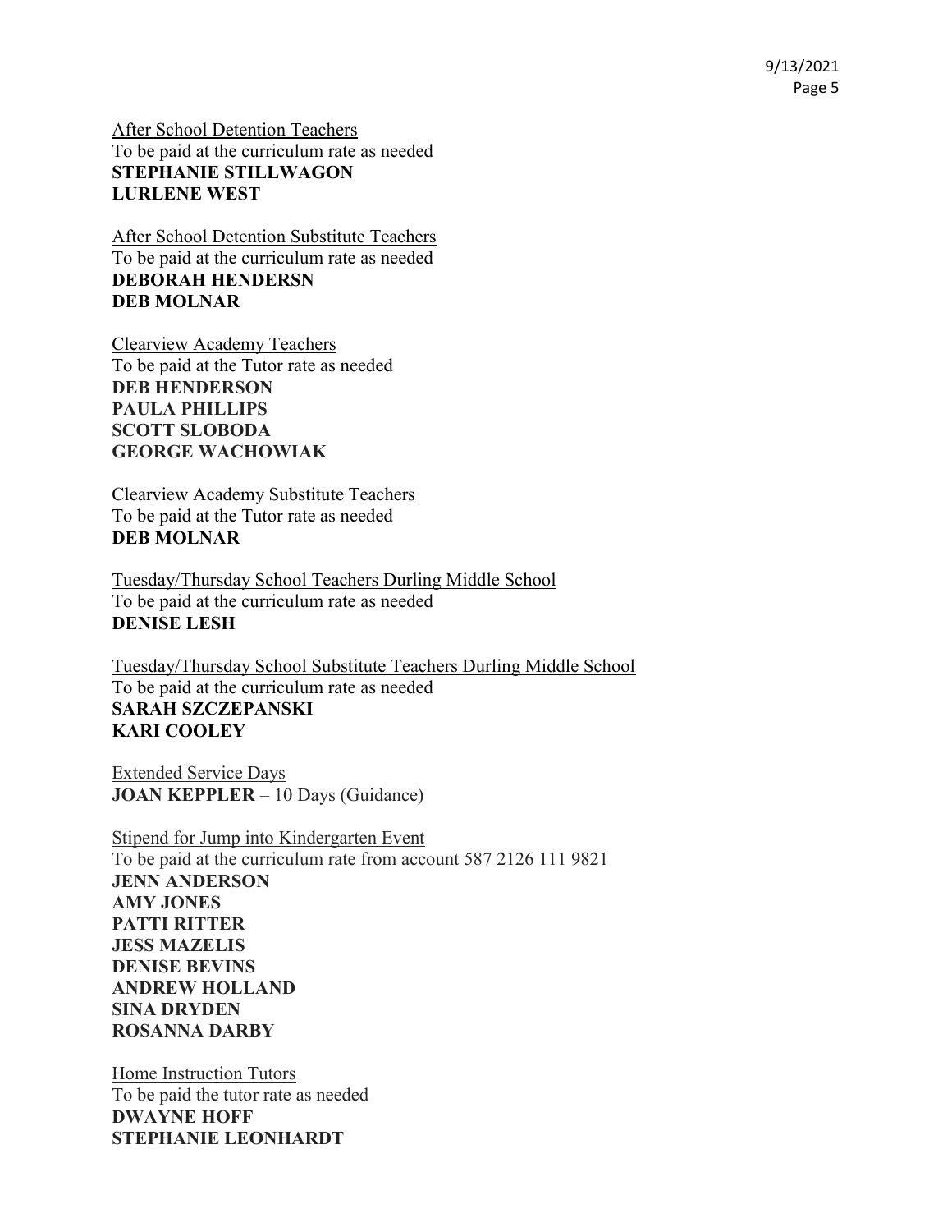After School Detention Teachers
To be paid at the curriculum rate as needed
**STEPHANIE STILLWAGON**
**LURLENE WEST**

After School Detention Substitute Teachers
To be paid at the curriculum rate as needed
**DEBORAH HENDERSN**
**DEB MOLNAR**

Clearview Academy Teachers
To be paid at the Tutor rate as needed
**DEB HENDERSON**
**PAULA PHILLIPS**
**SCOTT SLOBODA**
**GEORGE WACHOWIAK**

Clearview Academy Substitute Teachers
To be paid at the Tutor rate as needed
**DEB MOLNAR**

Tuesday/Thursday School Teachers Durling Middle School
To be paid at the curriculum rate as needed
**DENISE LESH**

Tuesday/Thursday School Substitute Teachers Durling Middle School
To be paid at the curriculum rate as needed
**SARAH SZCZEPANSKI**
**KARI COOLEY**

Extended Service Days
**JOAN KEPPLER** – 10 Days (Guidance)

Stipend for Jump into Kindergarten Event
To be paid at the curriculum rate from account 587 2126 111 9821
**JENN ANDERSON**
**AMY JONES**
**PATTI RITTER**
**JESS MAZELIS**
**DENISE BEVINS**
**ANDREW HOLLAND**
**SINA DRYDEN**
**ROSANNA DARBY**

Home Instruction Tutors
To be paid the tutor rate as needed
**DWAYNE HOFF**
**STEPHANIE LEONHARDT**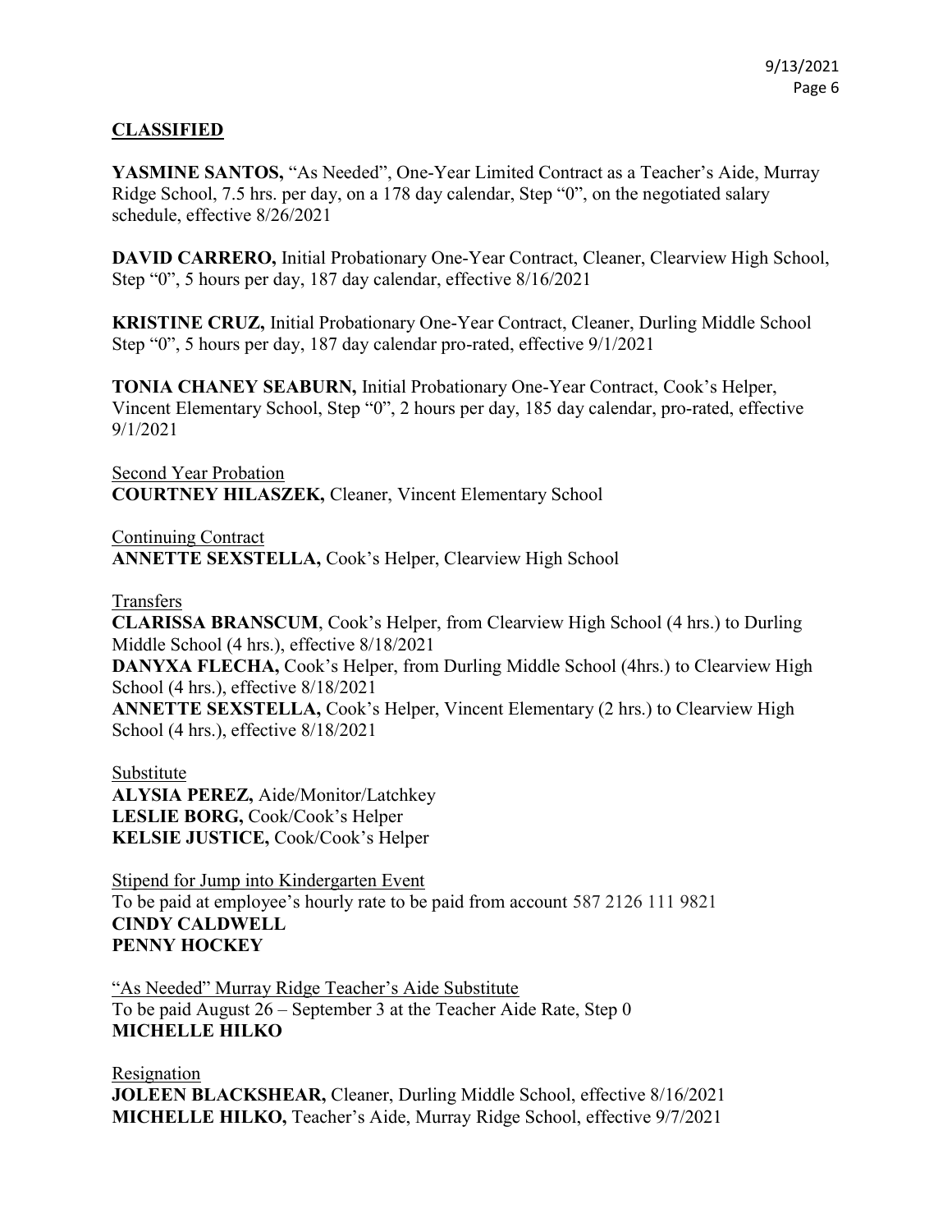## CLASSIFIED

**YASMINE SANTOS,** "As Needed", One-Year Limited Contract as a Teacher's Aide, Murray Ridge School, 7.5 hrs. per day, on a 178 day calendar, Step "0", on the negotiated salary schedule, effective 8/26/2021

**DAVID CARRERO,** Initial Probationary One-Year Contract, Cleaner, Clearview High School, Step "0", 5 hours per day, 187 day calendar, effective 8/16/2021

**KRISTINE CRUZ,** Initial Probationary One-Year Contract, Cleaner, Durling Middle School Step "0", 5 hours per day, 187 day calendar pro-rated, effective 9/1/2021

**TONIA CHANEY SEABURN,** Initial Probationary One-Year Contract, Cook's Helper, Vincent Elementary School, Step "0", 2 hours per day, 185 day calendar, pro-rated, effective 9/1/2021

Second Year Probation
**COURTNEY HILASZEK,** Cleaner, Vincent Elementary School

Continuing Contract
**ANNETTE SEXSTELLA,** Cook's Helper, Clearview High School

Transfers
**CLARISSA BRANSCUM**, Cook's Helper, from Clearview High School (4 hrs.) to Durling Middle School (4 hrs.), effective 8/18/2021
**DANYXA FLECHA,** Cook's Helper, from Durling Middle School (4hrs.) to Clearview High School (4 hrs.), effective 8/18/2021
**ANNETTE SEXSTELLA,** Cook's Helper, Vincent Elementary (2 hrs.) to Clearview High School (4 hrs.), effective 8/18/2021

Substitute
**ALYSIA PEREZ,** Aide/Monitor/Latchkey
**LESLIE BORG,** Cook/Cook's Helper
**KELSIE JUSTICE,** Cook/Cook's Helper

Stipend for Jump into Kindergarten Event
To be paid at employee's hourly rate to be paid from account 587 2126 111 9821
**CINDY CALDWELL**
**PENNY HOCKEY**

"As Needed" Murray Ridge Teacher's Aide Substitute
To be paid August 26 – September 3 at the Teacher Aide Rate, Step 0
**MICHELLE HILKO**

Resignation
**JOLEEN BLACKSHEAR,** Cleaner, Durling Middle School, effective 8/16/2021
**MICHELLE HILKO,** Teacher's Aide, Murray Ridge School, effective 9/7/2021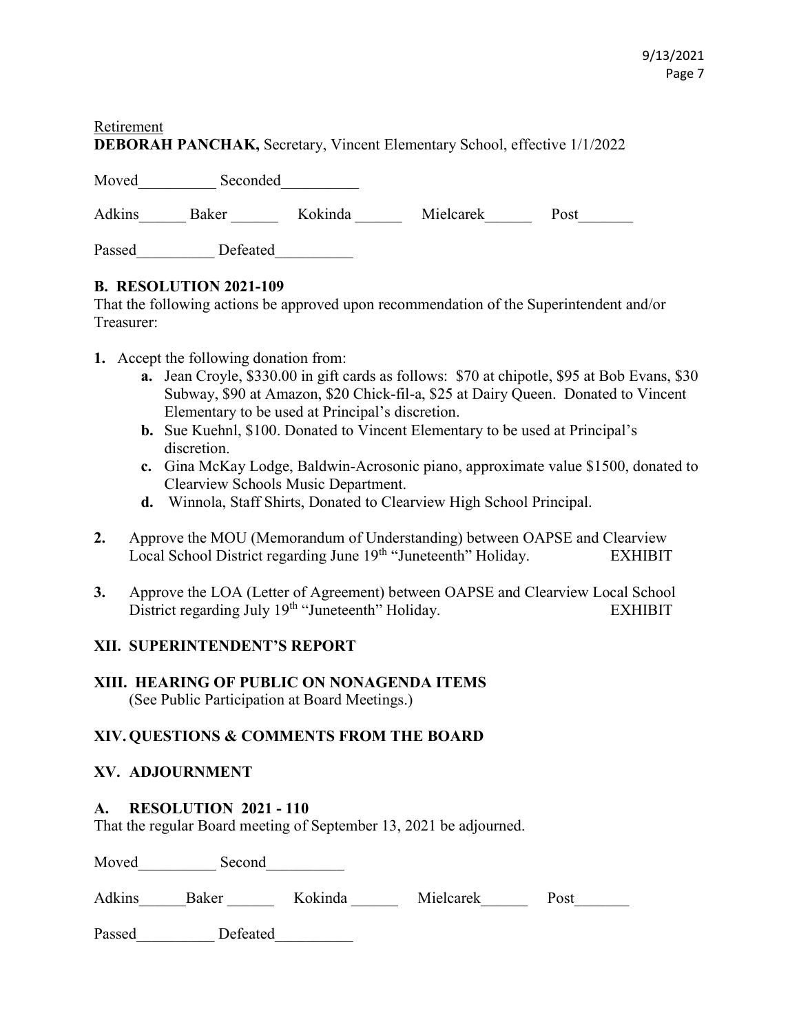Retirement

**DEBORAH PANCHAK,** Secretary, Vincent Elementary School, effective 1/1/2022

Moved__________ Seconded__________

Adkins______ Baker ______ Kokinda ______ Mielcarek______ Post_______

Passed__________ Defeated__________

## B. RESOLUTION 2021-109

That the following actions be approved upon recommendation of the Superintendent and/or Treasurer:

1. Accept the following donation from:
   a. Jean Croyle, $330.00 in gift cards as follows: $70 at chipotle, $95 at Bob Evans, $30 Subway, $90 at Amazon, $20 Chick-fil-a, $25 at Dairy Queen. Donated to Vincent Elementary to be used at Principal's discretion.
   b. Sue Kuehnl, $100. Donated to Vincent Elementary to be used at Principal's discretion.
   c. Gina McKay Lodge, Baldwin-Acrosonic piano, approximate value $1500, donated to Clearview Schools Music Department.
   d. Winnola, Staff Shirts, Donated to Clearview High School Principal.

2. Approve the MOU (Memorandum of Understanding) between OAPSE and Clearview Local School District regarding June 19th "Juneteenth" Holiday. EXHIBIT

3. Approve the LOA (Letter of Agreement) between OAPSE and Clearview Local School District regarding July 19th "Juneteenth" Holiday. EXHIBIT

## XII. SUPERINTENDENT'S REPORT

## XIII. HEARING OF PUBLIC ON NONAGENDA ITEMS

(See Public Participation at Board Meetings.)

## XIV. QUESTIONS & COMMENTS FROM THE BOARD

## XV. ADJOURNMENT

## A. RESOLUTION 2021 - 110

That the regular Board meeting of September 13, 2021 be adjourned.

Moved__________ Second__________

Adkins______Baker ______ Kokinda ______ Mielcarek______ Post_______

Passed__________ Defeated__________